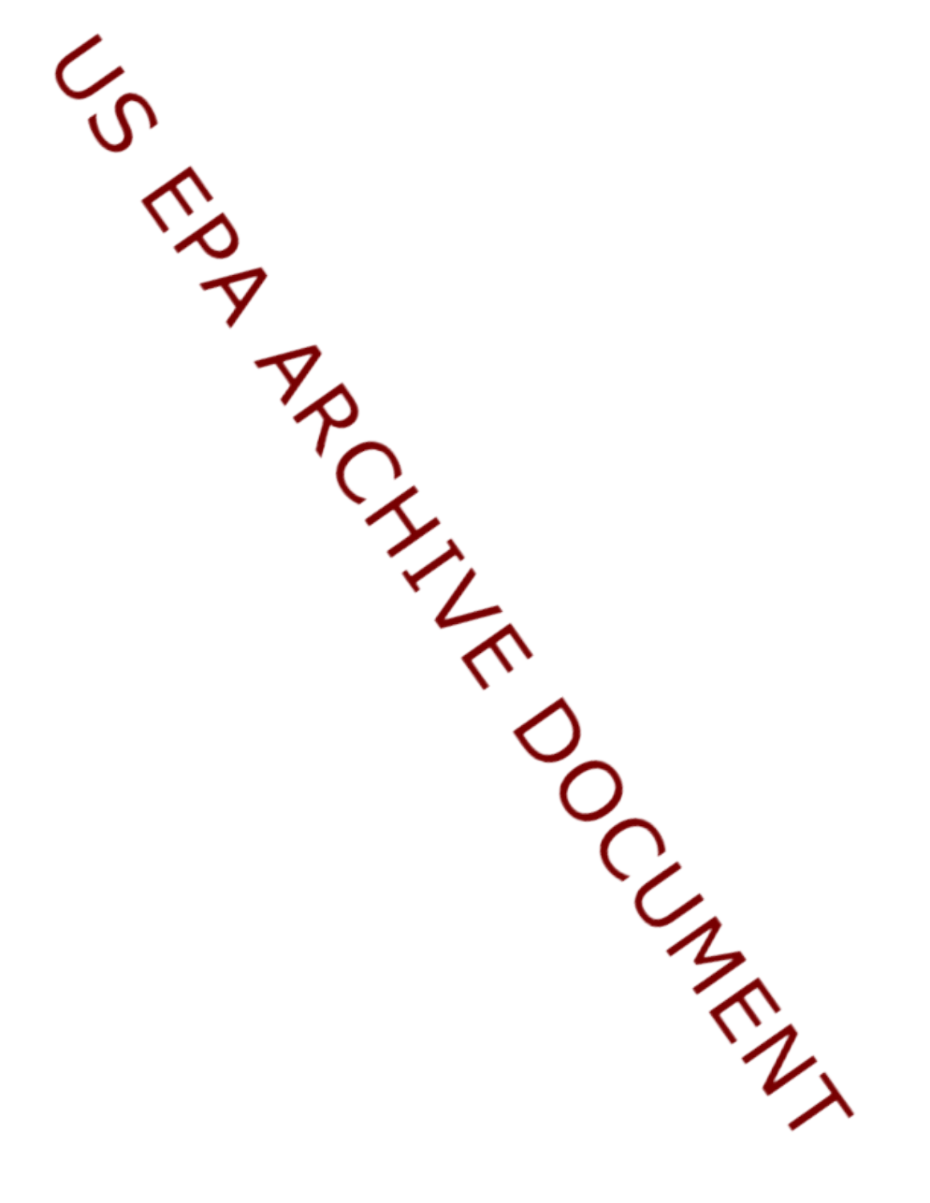US EPA ARCHIVE DOCUMENT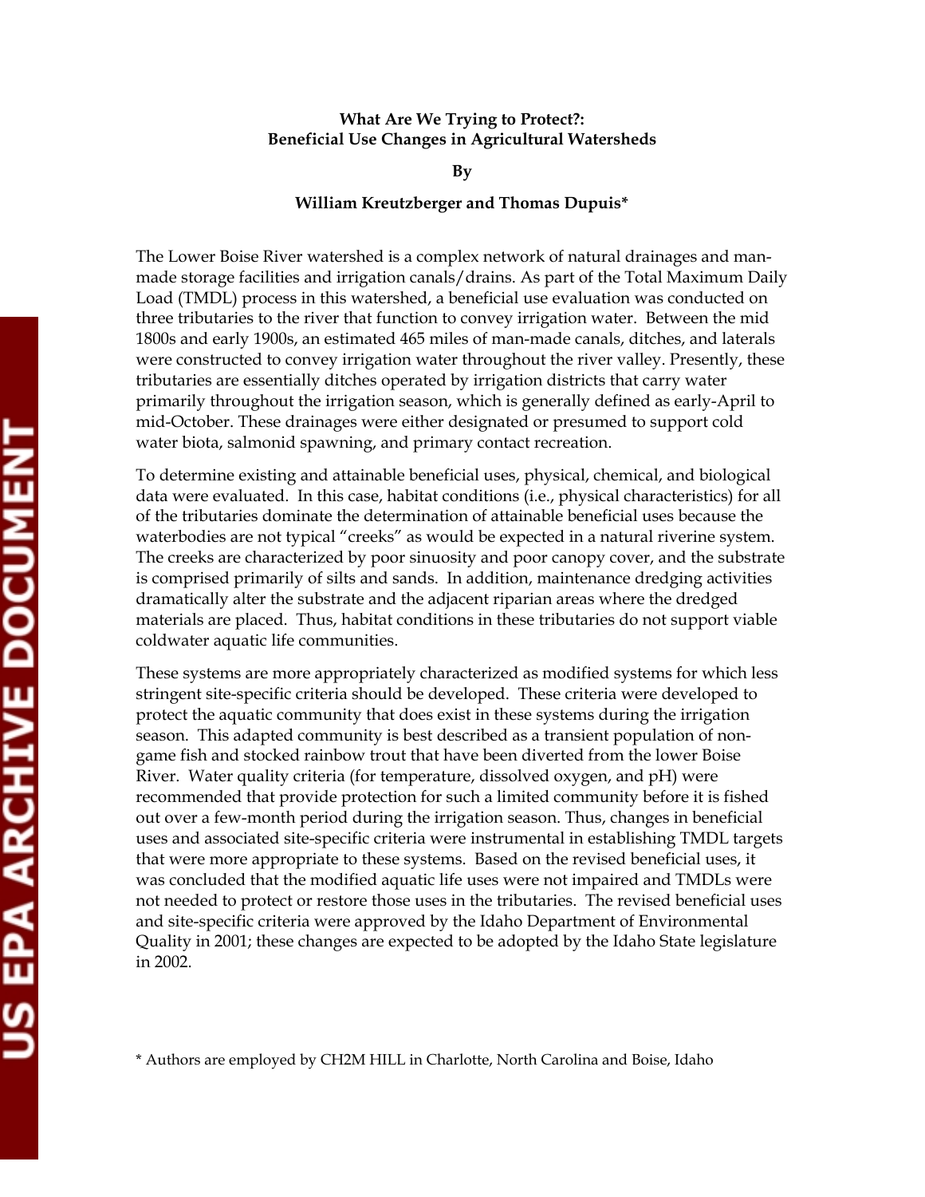**What Are We Trying to Protect?:**
**Beneficial Use Changes in Agricultural Watersheds**

**By**

**William Kreutzberger and Thomas Dupuis***

The Lower Boise River watershed is a complex network of natural drainages and man-made storage facilities and irrigation canals/drains. As part of the Total Maximum Daily Load (TMDL) process in this watershed, a beneficial use evaluation was conducted on three tributaries to the river that function to convey irrigation water. Between the mid 1800s and early 1900s, an estimated 465 miles of man-made canals, ditches, and laterals were constructed to convey irrigation water throughout the river valley. Presently, these tributaries are essentially ditches operated by irrigation districts that carry water primarily throughout the irrigation season, which is generally defined as early-April to mid-October. These drainages were either designated or presumed to support cold water biota, salmonid spawning, and primary contact recreation.

To determine existing and attainable beneficial uses, physical, chemical, and biological data were evaluated. In this case, habitat conditions (i.e., physical characteristics) for all of the tributaries dominate the determination of attainable beneficial uses because the waterbodies are not typical "creeks" as would be expected in a natural riverine system. The creeks are characterized by poor sinuosity and poor canopy cover, and the substrate is comprised primarily of silts and sands. In addition, maintenance dredging activities dramatically alter the substrate and the adjacent riparian areas where the dredged materials are placed. Thus, habitat conditions in these tributaries do not support viable coldwater aquatic life communities.

These systems are more appropriately characterized as modified systems for which less stringent site-specific criteria should be developed. These criteria were developed to protect the aquatic community that does exist in these systems during the irrigation season. This adapted community is best described as a transient population of non-game fish and stocked rainbow trout that have been diverted from the lower Boise River. Water quality criteria (for temperature, dissolved oxygen, and pH) were recommended that provide protection for such a limited community before it is fished out over a few-month period during the irrigation season. Thus, changes in beneficial uses and associated site-specific criteria were instrumental in establishing TMDL targets that were more appropriate to these systems. Based on the revised beneficial uses, it was concluded that the modified aquatic life uses were not impaired and TMDLs were not needed to protect or restore those uses in the tributaries. The revised beneficial uses and site-specific criteria were approved by the Idaho Department of Environmental Quality in 2001; these changes are expected to be adopted by the Idaho State legislature in 2002.

* Authors are employed by CH2M HILL in Charlotte, North Carolina and Boise, Idaho